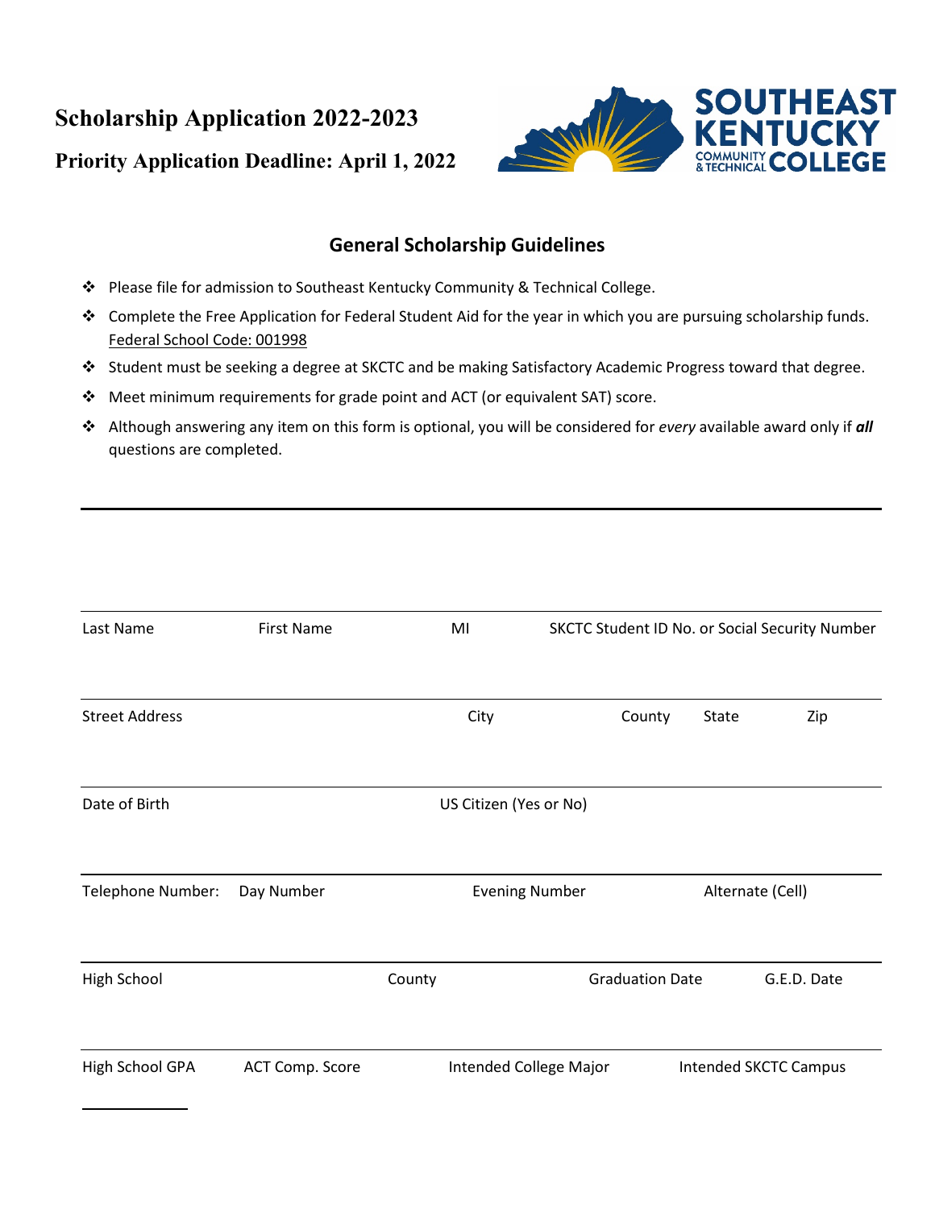# Scholarship Application 2022-2023

## Priority Application Deadline: April 1, 2022

SOUTHEAST KENTUCKY COMMUNITY & TECHNICAL COLLEGE

### General Scholarship Guidelines

- Please file for admission to Southeast Kentucky Community & Technical College.
- Complete the Free Application for Federal Student Aid for the year in which you are pursuing scholarship funds. Federal School Code: 001998
- Student must be seeking a degree at SKCTC and be making Satisfactory Academic Progress toward that degree.
- Meet minimum requirements for grade point and ACT (or equivalent SAT) score.
- Although answering any item on this form is optional, you will be considered for *every* available award only if ***all*** questions are completed.

---

Last Name | First Name | MI | SKCTC Student ID No. or Social Security Number

Street Address | City | County | State | Zip

Date of Birth | US Citizen (Yes or No)

Telephone Number: | Day Number | Evening Number | Alternate (Cell)

High School | County | Graduation Date | G.E.D. Date

High School GPA | ACT Comp. Score | Intended College Major | Intended SKCTC Campus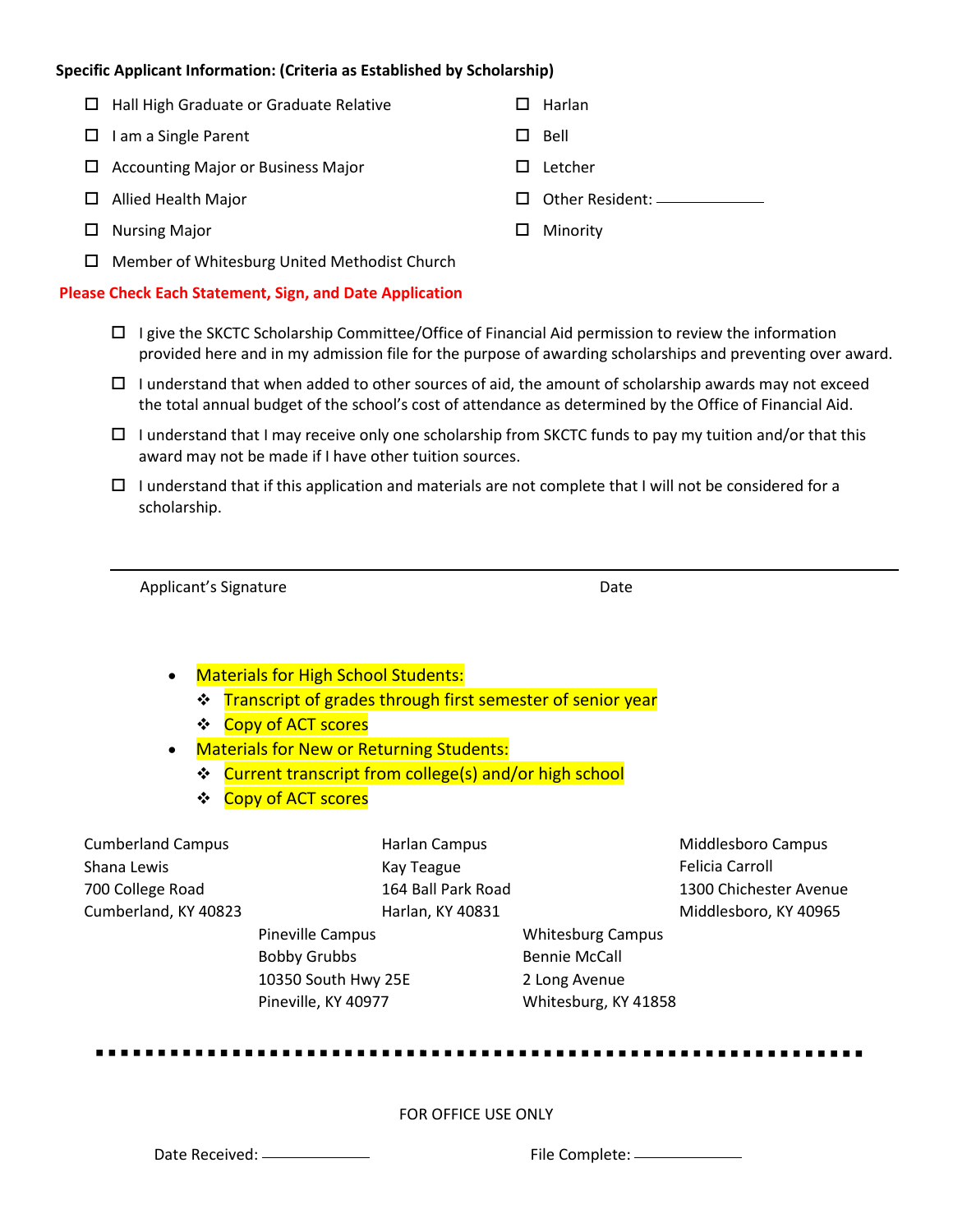**Specific Applicant Information: (Criteria as Established by Scholarship)**

- ☐ Hall High Graduate or Graduate Relative
- ☐ I am a Single Parent
- ☐ Accounting Major or Business Major
- ☐ Allied Health Major
- ☐ Nursing Major
- ☐ Member of Whitesburg United Methodist Church
- ☐ Harlan
- ☐ Bell
- ☐ Letcher
- ☐ Other Resident: ____________
- ☐ Minority

**Please Check Each Statement, Sign, and Date Application**

- ☐ I give the SKCTC Scholarship Committee/Office of Financial Aid permission to review the information provided here and in my admission file for the purpose of awarding scholarships and preventing over award.
- ☐ I understand that when added to other sources of aid, the amount of scholarship awards may not exceed the total annual budget of the school's cost of attendance as determined by the Office of Financial Aid.
- ☐ I understand that I may receive only one scholarship from SKCTC funds to pay my tuition and/or that this award may not be made if I have other tuition sources.
- ☐ I understand that if this application and materials are not complete that I will not be considered for a scholarship.

_______________________________________________________________

Applicant's Signature　　　　　　　　　　　　　　　　Date

- Materials for High School Students:
  - Transcript of grades through first semester of senior year
  - Copy of ACT scores
- Materials for New or Returning Students:
  - Current transcript from college(s) and/or high school
  - Copy of ACT scores

Cumberland Campus
Shana Lewis
700 College Road
Cumberland, KY 40823

Harlan Campus
Kay Teague
164 Ball Park Road
Harlan, KY 40831

Middlesboro Campus
Felicia Carroll
1300 Chichester Avenue
Middlesboro, KY 40965

Pineville Campus
Bobby Grubbs
10350 South Hwy 25E
Pineville, KY 40977

Whitesburg Campus
Bennie McCall
2 Long Avenue
Whitesburg, KY 41858

FOR OFFICE USE ONLY

Date Received: ____________　　　　File Complete: ____________